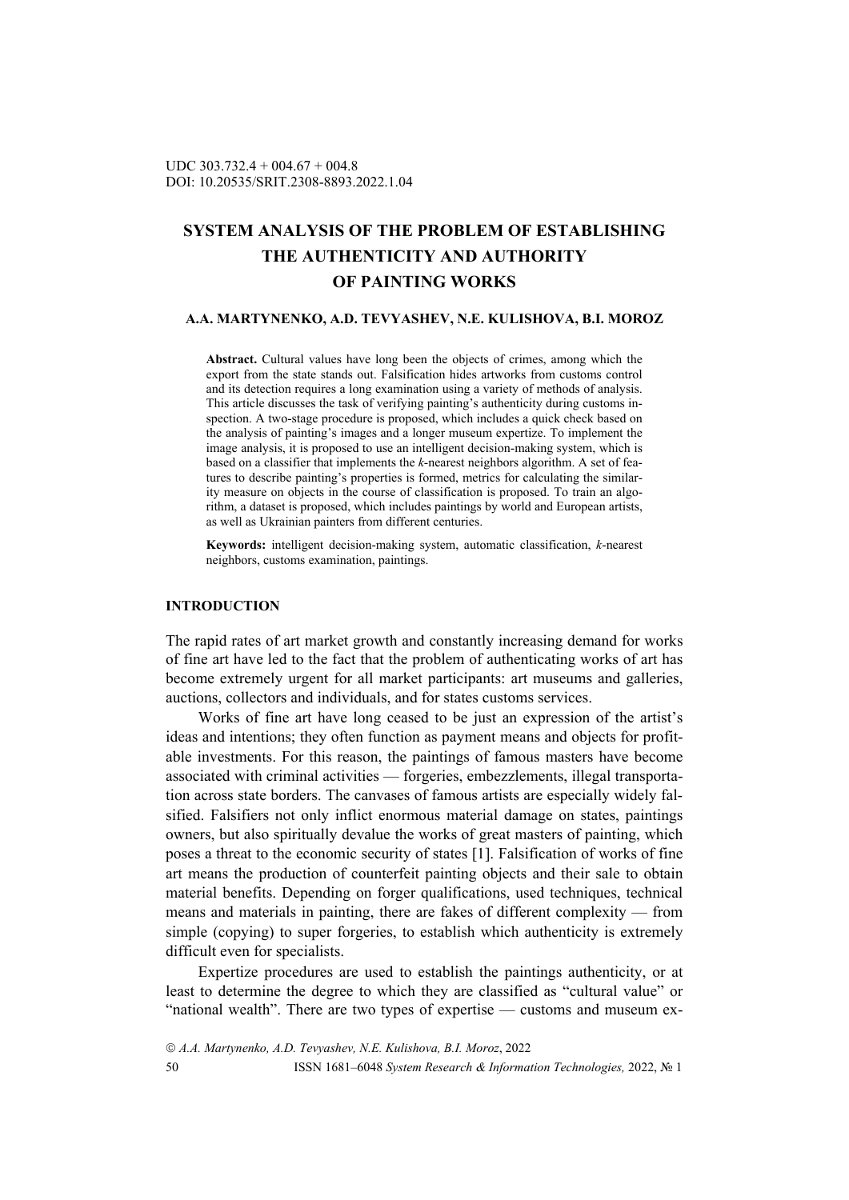UDC 303.732.4 + 004.67 + 004.8
DOI: 10.20535/SRIT.2308-8893.2022.1.04

# SYSTEM ANALYSIS OF THE PROBLEM OF ESTABLISHING THE AUTHENTICITY AND AUTHORITY OF PAINTING WORKS

**A.A. MARTYNENKO, A.D. TEVYASHEV, N.E. KULISHOVA, B.I. MOROZ**

**Abstract.** Cultural values have long been the objects of crimes, among which the export from the state stands out. Falsification hides artworks from customs control and its detection requires a long examination using a variety of methods of analysis. This article discusses the task of verifying painting's authenticity during customs inspection. A two-stage procedure is proposed, which includes a quick check based on the analysis of painting's images and a longer museum expertize. To implement the image analysis, it is proposed to use an intelligent decision-making system, which is based on a classifier that implements the *k*-nearest neighbors algorithm. A set of features to describe painting's properties is formed, metrics for calculating the similarity measure on objects in the course of classification is proposed. To train an algorithm, a dataset is proposed, which includes paintings by world and European artists, as well as Ukrainian painters from different centuries.

**Keywords:** intelligent decision-making system, automatic classification, *k*-nearest neighbors, customs examination, paintings.

## INTRODUCTION

The rapid rates of art market growth and constantly increasing demand for works of fine art have led to the fact that the problem of authenticating works of art has become extremely urgent for all market participants: art museums and galleries, auctions, collectors and individuals, and for states customs services.

Works of fine art have long ceased to be just an expression of the artist's ideas and intentions; they often function as payment means and objects for profitable investments. For this reason, the paintings of famous masters have become associated with criminal activities — forgeries, embezzlements, illegal transportation across state borders. The canvases of famous artists are especially widely falsified. Falsifiers not only inflict enormous material damage on states, paintings owners, but also spiritually devalue the works of great masters of painting, which poses a threat to the economic security of states [1]. Falsification of works of fine art means the production of counterfeit painting objects and their sale to obtain material benefits. Depending on forger qualifications, used techniques, technical means and materials in painting, there are fakes of different complexity — from simple (copying) to super forgeries, to establish which authenticity is extremely difficult even for specialists.

Expertize procedures are used to establish the paintings authenticity, or at least to determine the degree to which they are classified as "cultural value" or "national wealth". There are two types of expertise — customs and museum ex-

© *A.A. Martynenko, A.D. Tevyashev, N.E. Kulishova, B.I. Moroz*, 2022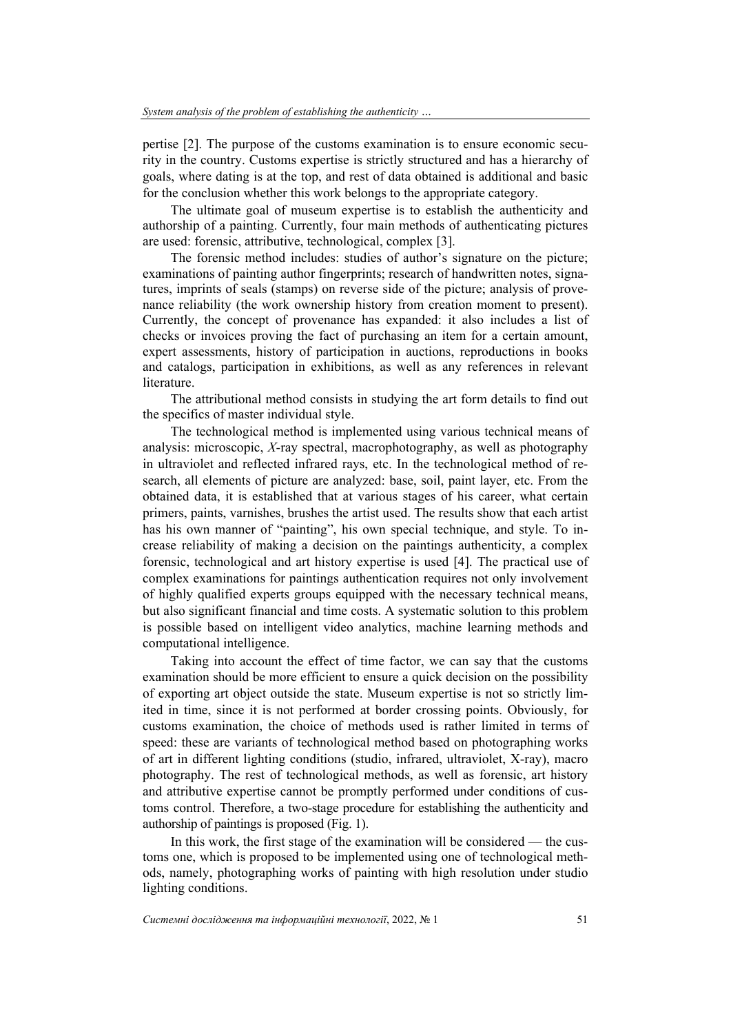pertise [2]. The purpose of the customs examination is to ensure economic security in the country. Customs expertise is strictly structured and has a hierarchy of goals, where dating is at the top, and rest of data obtained is additional and basic for the conclusion whether this work belongs to the appropriate category.

The ultimate goal of museum expertise is to establish the authenticity and authorship of a painting. Currently, four main methods of authenticating pictures are used: forensic, attributive, technological, complex [3].

The forensic method includes: studies of author's signature on the picture; examinations of painting author fingerprints; research of handwritten notes, signatures, imprints of seals (stamps) on reverse side of the picture; analysis of provenance reliability (the work ownership history from creation moment to present). Currently, the concept of provenance has expanded: it also includes a list of checks or invoices proving the fact of purchasing an item for a certain amount, expert assessments, history of participation in auctions, reproductions in books and catalogs, participation in exhibitions, as well as any references in relevant literature.

The attributional method consists in studying the art form details to find out the specifics of master individual style.

The technological method is implemented using various technical means of analysis: microscopic, *X*-ray spectral, macrophotography, as well as photography in ultraviolet and reflected infrared rays, etc. In the technological method of research, all elements of picture are analyzed: base, soil, paint layer, etc. From the obtained data, it is established that at various stages of his career, what certain primers, paints, varnishes, brushes the artist used. The results show that each artist has his own manner of "painting", his own special technique, and style. To increase reliability of making a decision on the paintings authenticity, a complex forensic, technological and art history expertise is used [4]. The practical use of complex examinations for paintings authentication requires not only involvement of highly qualified experts groups equipped with the necessary technical means, but also significant financial and time costs. A systematic solution to this problem is possible based on intelligent video analytics, machine learning methods and computational intelligence.

Taking into account the effect of time factor, we can say that the customs examination should be more efficient to ensure a quick decision on the possibility of exporting art object outside the state. Museum expertise is not so strictly limited in time, since it is not performed at border crossing points. Obviously, for customs examination, the choice of methods used is rather limited in terms of speed: these are variants of technological method based on photographing works of art in different lighting conditions (studio, infrared, ultraviolet, X-ray), macro photography. The rest of technological methods, as well as forensic, art history and attributive expertise cannot be promptly performed under conditions of customs control. Therefore, a two-stage procedure for establishing the authenticity and authorship of paintings is proposed (Fig. 1).

In this work, the first stage of the examination will be considered — the customs one, which is proposed to be implemented using one of technological methods, namely, photographing works of painting with high resolution under studio lighting conditions.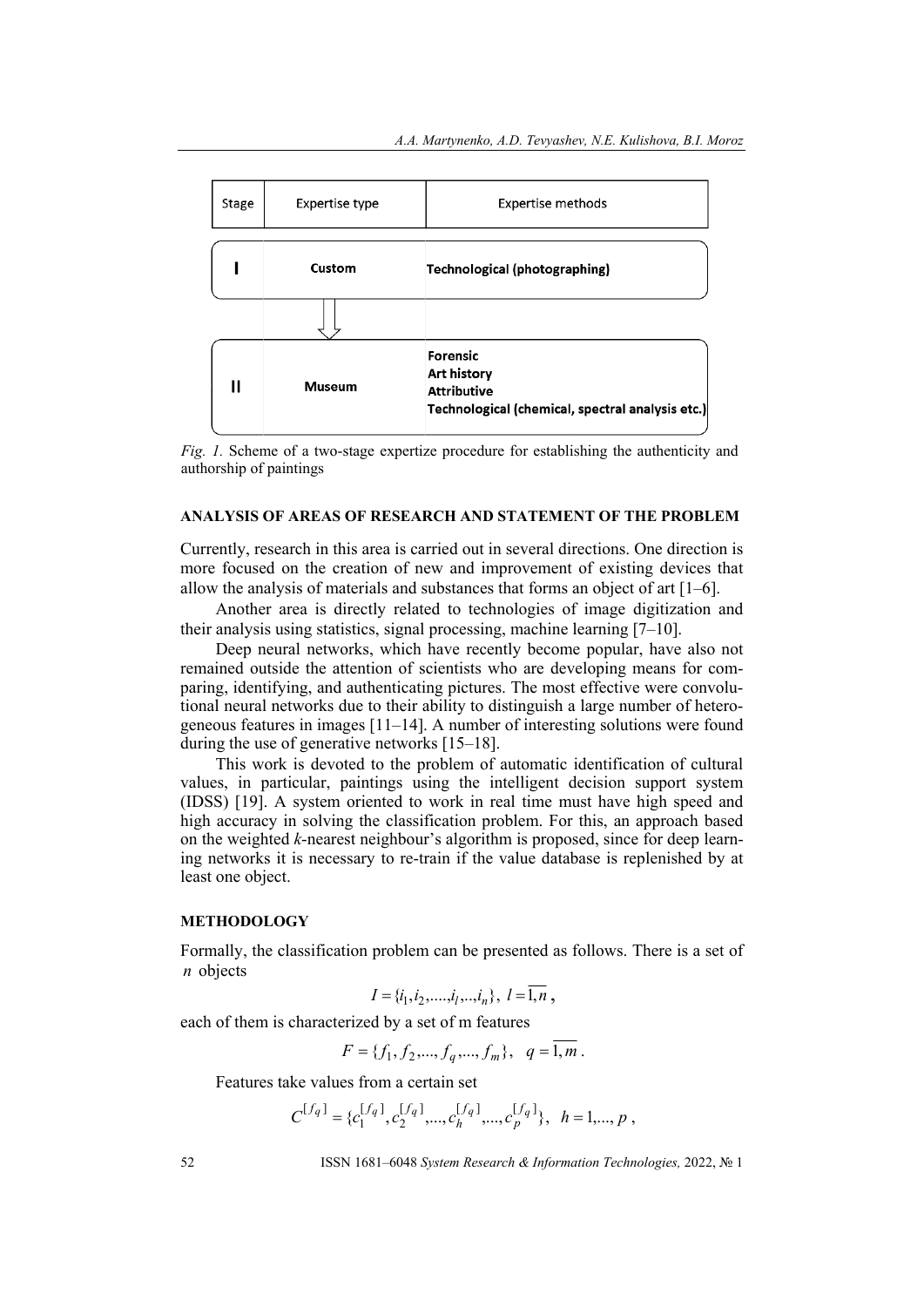| Stage | Expertise type | Expertise methods |
|---|---|---|
| I | Custom | Technological (photographing) |
| II | Museum | Forensic<br>Art history<br>Attributive<br>Technological (chemical, spectral analysis etc.) |

*Fig. 1.* Scheme of a two-stage expertize procedure for establishing the authenticity and authorship of paintings

## ANALYSIS OF AREAS OF RESEARCH AND STATEMENT OF THE PROBLEM

Currently, research in this area is carried out in several directions. One direction is more focused on the creation of new and improvement of existing devices that allow the analysis of materials and substances that forms an object of art [1–6].

Another area is directly related to technologies of image digitization and their analysis using statistics, signal processing, machine learning [7–10].

Deep neural networks, which have recently become popular, have also not remained outside the attention of scientists who are developing means for comparing, identifying, and authenticating pictures. The most effective were convolutional neural networks due to their ability to distinguish a large number of heterogeneous features in images [11–14]. A number of interesting solutions were found during the use of generative networks [15–18].

This work is devoted to the problem of automatic identification of cultural values, in particular, paintings using the intelligent decision support system (IDSS) [19]. A system oriented to work in real time must have high speed and high accuracy in solving the classification problem. For this, an approach based on the weighted *k*-nearest neighbour's algorithm is proposed, since for deep learning networks it is necessary to re-train if the value database is replenished by at least one object.

## METHODOLOGY

Formally, the classification problem can be presented as follows. There is a set of $n$ objects

$$I = \{i_1, i_2, ...., i_l, .., i_n\}, \; l = \overline{1, n},$$

each of them is characterized by a set of m features

$$F = \{f_1, f_2, ..., f_q, ..., f_m\}, \quad q = \overline{1, m}.$$

Features take values from a certain set

$$C^{[f_q]} = \{c_1^{[f_q]}, c_2^{[f_q]}, ..., c_h^{[f_q]}, ..., c_p^{[f_q]}\}, \quad h = 1, ..., p,$$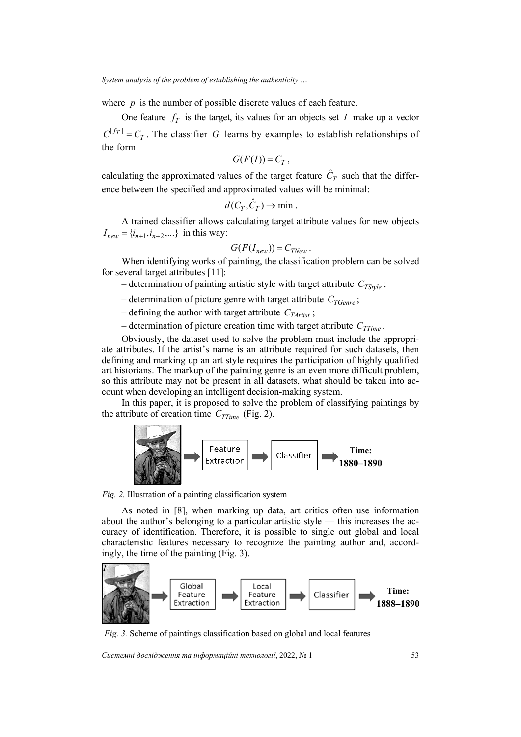where $p$ is the number of possible discrete values of each feature.

One feature $f_T$ is the target, its values for an objects set $I$ make up a vector $C^{[f_T]} = C_T$. The classifier $G$ learns by examples to establish relationships of the form

$$G(F(I)) = C_T,$$

calculating the approximated values of the target feature $\hat{C}_T$ such that the difference between the specified and approximated values will be minimal:

$$d(C_T, \hat{C}_T) \to \min.$$

A trained classifier allows calculating target attribute values for new objects $I_{new} = \{i_{n+1}, i_{n+2}, ...\}$ in this way:

$$G(F(I_{new})) = C_{TNew}.$$

When identifying works of painting, the classification problem can be solved for several target attributes [11]:

– determination of painting artistic style with target attribute $C_{TStyle}$;

– determination of picture genre with target attribute $C_{TGenre}$;

– defining the author with target attribute $C_{TArtist}$;

– determination of picture creation time with target attribute $C_{TTime}$.

Obviously, the dataset used to solve the problem must include the appropriate attributes. If the artist's name is an attribute required for such datasets, then defining and marking up an art style requires the participation of highly qualified art historians. The markup of the painting genre is an even more difficult problem, so this attribute may not be present in all datasets, what should be taken into account when developing an intelligent decision-making system.

In this paper, it is proposed to solve the problem of classifying paintings by the attribute of creation time $C_{TTime}$ (Fig. 2).

*Fig. 2.* Illustration of a painting classification system

As noted in [8], when marking up data, art critics often use information about the author's belonging to a particular artistic style — this increases the accuracy of identification. Therefore, it is possible to single out global and local characteristic features necessary to recognize the painting author and, accordingly, the time of the painting (Fig. 3).

*Fig. 3.* Scheme of paintings classification based on global and local features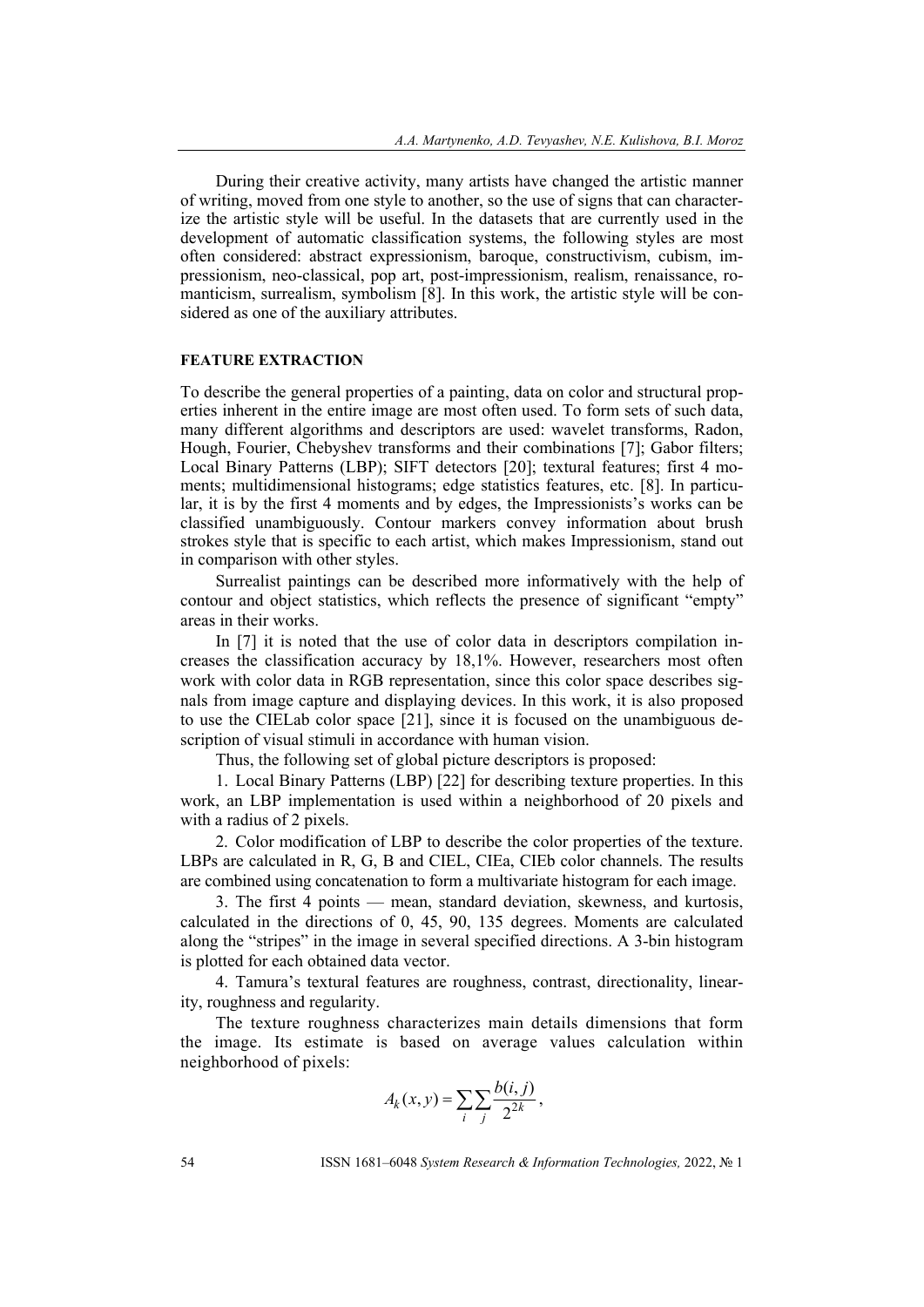During their creative activity, many artists have changed the artistic manner of writing, moved from one style to another, so the use of signs that can characterize the artistic style will be useful. In the datasets that are currently used in the development of automatic classification systems, the following styles are most often considered: abstract expressionism, baroque, constructivism, cubism, impressionism, neo-classical, pop art, post-impressionism, realism, renaissance, romanticism, surrealism, symbolism [8]. In this work, the artistic style will be considered as one of the auxiliary attributes.

## FEATURE EXTRACTION

To describe the general properties of a painting, data on color and structural properties inherent in the entire image are most often used. To form sets of such data, many different algorithms and descriptors are used: wavelet transforms, Radon, Hough, Fourier, Chebyshev transforms and their combinations [7]; Gabor filters; Local Binary Patterns (LBP); SIFT detectors [20]; textural features; first 4 moments; multidimensional histograms; edge statistics features, etc. [8]. In particular, it is by the first 4 moments and by edges, the Impressionists's works can be classified unambiguously. Contour markers convey information about brush strokes style that is specific to each artist, which makes Impressionism, stand out in comparison with other styles.

Surrealist paintings can be described more informatively with the help of contour and object statistics, which reflects the presence of significant "empty" areas in their works.

In [7] it is noted that the use of color data in descriptors compilation increases the classification accuracy by 18,1%. However, researchers most often work with color data in RGB representation, since this color space describes signals from image capture and displaying devices. In this work, it is also proposed to use the CIELab color space [21], since it is focused on the unambiguous description of visual stimuli in accordance with human vision.

Thus, the following set of global picture descriptors is proposed:

1. Local Binary Patterns (LBP) [22] for describing texture properties. In this work, an LBP implementation is used within a neighborhood of 20 pixels and with a radius of 2 pixels.

2. Color modification of LBP to describe the color properties of the texture. LBPs are calculated in R, G, B and CIEL, CIEa, CIEb color channels. The results are combined using concatenation to form a multivariate histogram for each image.

3. The first 4 points — mean, standard deviation, skewness, and kurtosis, calculated in the directions of 0, 45, 90, 135 degrees. Moments are calculated along the "stripes" in the image in several specified directions. A 3-bin histogram is plotted for each obtained data vector.

4. Tamura's textural features are roughness, contrast, directionality, linearity, roughness and regularity.

The texture roughness characterizes main details dimensions that form the image. Its estimate is based on average values calculation within neighborhood of pixels:

$$A_k(x, y) = \sum_i \sum_j \frac{b(i, j)}{2^{2k}},$$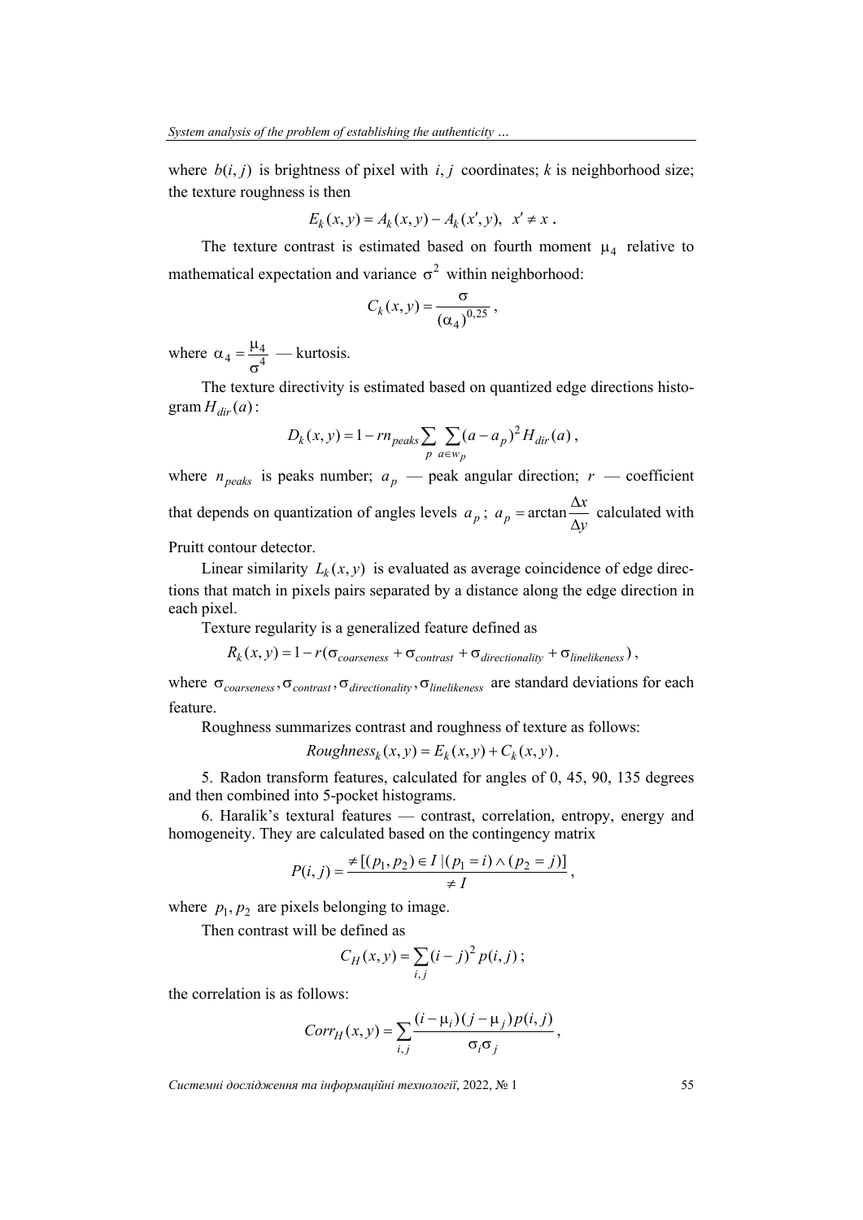where $b(i, j)$ is brightness of pixel with $i, j$ coordinates; $k$ is neighborhood size; the texture roughness is then

$$E_k(x, y) = A_k(x, y) - A_k(x', y), \;\; x' \neq x .$$

The texture contrast is estimated based on fourth moment $\mu_4$ relative to mathematical expectation and variance $\sigma^2$ within neighborhood:

$$C_k(x, y) = \frac{\sigma}{(\alpha_4)^{0,25}} ,$$

where $\alpha_4 = \frac{\mu_4}{\sigma^4}$ — kurtosis.

The texture directivity is estimated based on quantized edge directions histogram $H_{dir}(a)$:

$$D_k(x, y) = 1 - r n_{peaks} \sum_p \sum_{a \in w_p} (a - a_p)^2 H_{dir}(a) ,$$

where $n_{peaks}$ is peaks number; $a_p$ — peak angular direction; $r$ — coefficient that depends on quantization of angles levels $a_p$; $a_p = \arctan \frac{\Delta x}{\Delta y}$ calculated with Pruitt contour detector.

Linear similarity $L_k(x, y)$ is evaluated as average coincidence of edge directions that match in pixels pairs separated by a distance along the edge direction in each pixel.

Texture regularity is a generalized feature defined as

$$R_k(x, y) = 1 - r(\sigma_{coarseness} + \sigma_{contrast} + \sigma_{directionality} + \sigma_{linelikeness}) ,$$

where $\sigma_{coarseness}, \sigma_{contrast}, \sigma_{directionality}, \sigma_{linelikeness}$ are standard deviations for each feature.

Roughness summarizes contrast and roughness of texture as follows:

$$Roughness_k(x, y) = E_k(x, y) + C_k(x, y) .$$

5. Radon transform features, calculated for angles of 0, 45, 90, 135 degrees and then combined into 5-pocket histograms.

6. Haralik's textural features — contrast, correlation, entropy, energy and homogeneity. They are calculated based on the contingency matrix

$$P(i, j) = \frac{\neq [(p_1, p_2) \in I \,|\, (p_1 = i) \wedge (p_2 = j)]}{\neq I} ,$$

where $p_1, p_2$ are pixels belonging to image.

Then contrast will be defined as

$$C_H(x, y) = \sum_{i,j} (i - j)^2 \, p(i, j) ;$$

the correlation is as follows:

$$Corr_H(x, y) = \sum_{i,j} \frac{(i - \mu_i)(j - \mu_j) p(i, j)}{\sigma_i \sigma_j} ,$$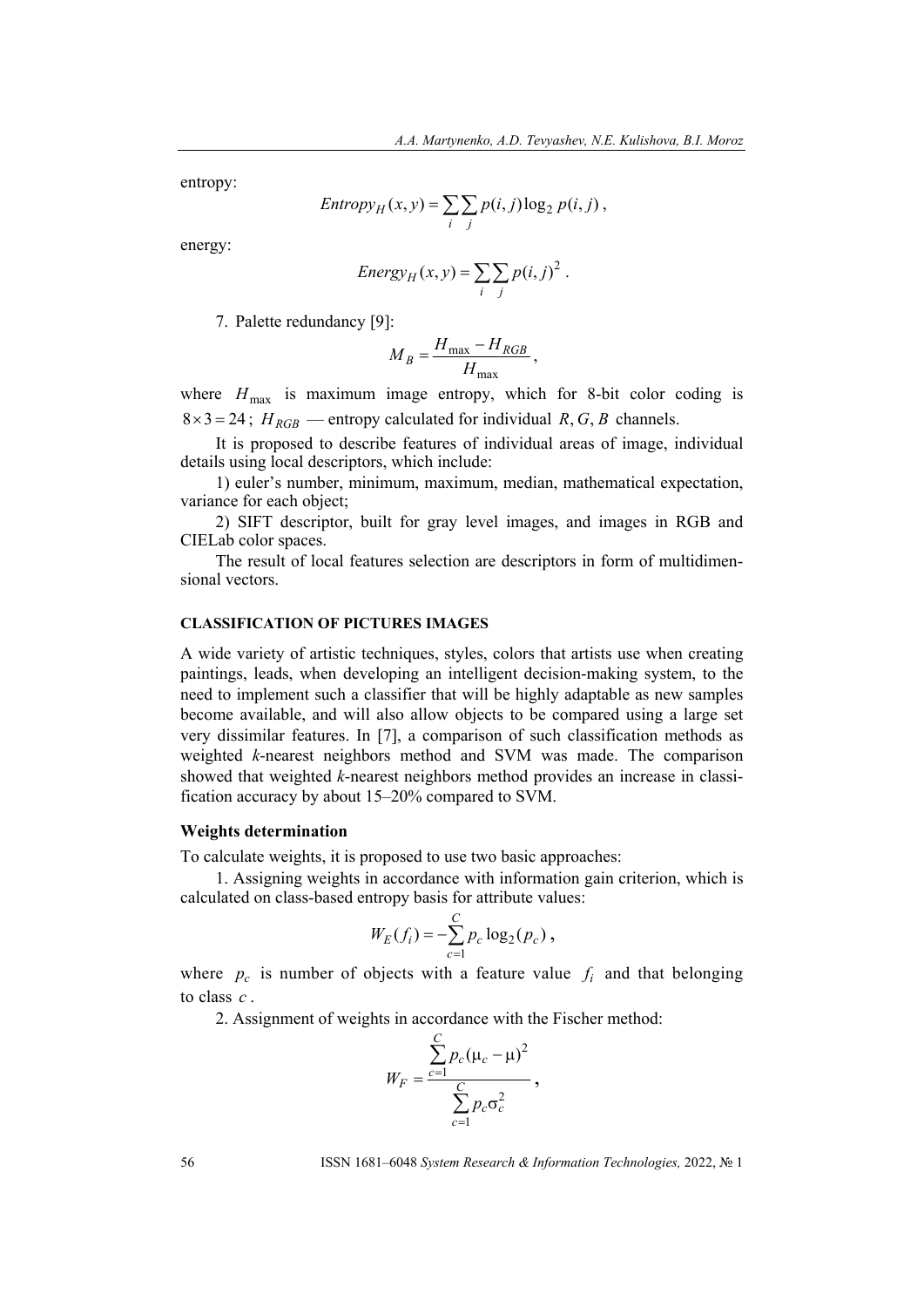entropy:

$$Entropy_H(x,y) = \sum_i \sum_j p(i,j)\log_2 p(i,j)\,,$$

energy:

$$Energy_H(x,y) = \sum_i \sum_j p(i,j)^2\,.$$

7. Palette redundancy [9]:

$$M_B = \frac{H_{\max} - H_{RGB}}{H_{\max}}\,,$$

where $H_{\max}$ is maximum image entropy, which for 8-bit color coding is $8 \times 3 = 24$; $H_{RGB}$ — entropy calculated for individual $R, G, B$ channels.

It is proposed to describe features of individual areas of image, individual details using local descriptors, which include:

1) euler's number, minimum, maximum, median, mathematical expectation, variance for each object;

2) SIFT descriptor, built for gray level images, and images in RGB and CIELab color spaces.

The result of local features selection are descriptors in form of multidimensional vectors.

## CLASSIFICATION OF PICTURES IMAGES

A wide variety of artistic techniques, styles, colors that artists use when creating paintings, leads, when developing an intelligent decision-making system, to the need to implement such a classifier that will be highly adaptable as new samples become available, and will also allow objects to be compared using a large set very dissimilar features. In [7], a comparison of such classification methods as weighted *k*-nearest neighbors method and SVM was made. The comparison showed that weighted *k*-nearest neighbors method provides an increase in classification accuracy by about 15–20% compared to SVM.

### Weights determination

To calculate weights, it is proposed to use two basic approaches:

1. Assigning weights in accordance with information gain criterion, which is calculated on class-based entropy basis for attribute values:

$$W_E(f_i) = -\sum_{c=1}^{C} p_c \log_2(p_c)\,,$$

where $p_c$ is number of objects with a feature value $f_i$ and that belonging to class $c$.

2. Assignment of weights in accordance with the Fischer method:

$$W_F = \frac{\sum_{c=1}^{C} p_c(\mu_c - \mu)^2}{\sum_{c=1}^{C} p_c \sigma_c^2}\,,$$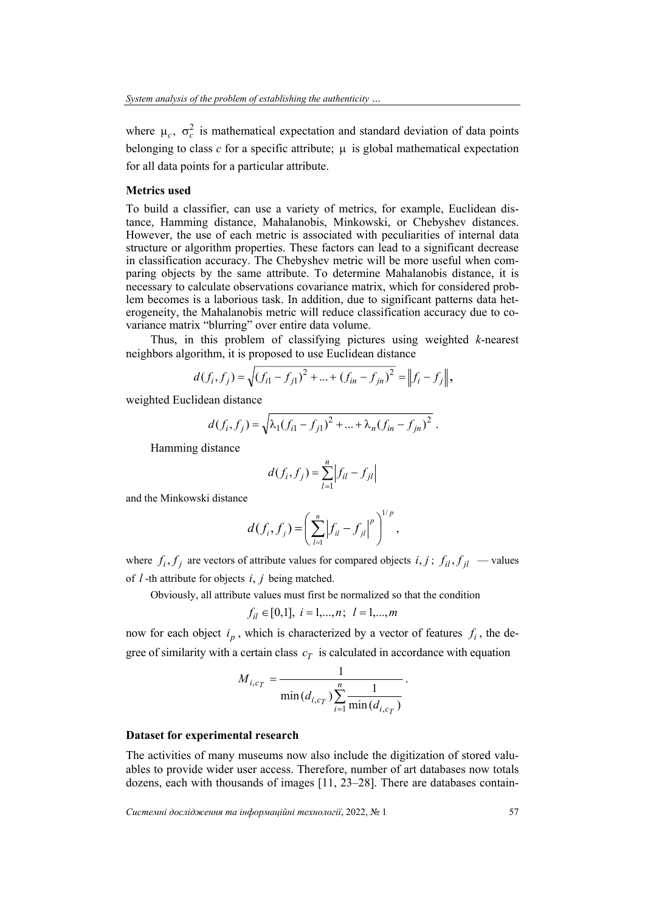where $\mu_c$, $\sigma_c^2$ is mathematical expectation and standard deviation of data points belonging to class *c* for a specific attribute; $\mu$ is global mathematical expectation for all data points for a particular attribute.

### Metrics used

To build a classifier, can use a variety of metrics, for example, Euclidean distance, Hamming distance, Mahalanobis, Minkowski, or Chebyshev distances. However, the use of each metric is associated with peculiarities of internal data structure or algorithm properties. These factors can lead to a significant decrease in classification accuracy. The Chebyshev metric will be more useful when comparing objects by the same attribute. To determine Mahalanobis distance, it is necessary to calculate observations covariance matrix, which for considered problem becomes is a laborious task. In addition, due to significant patterns data heterogeneity, the Mahalanobis metric will reduce classification accuracy due to covariance matrix "blurring" over entire data volume.

Thus, in this problem of classifying pictures using weighted *k*-nearest neighbors algorithm, it is proposed to use Euclidean distance

$$d(f_i, f_j) = \sqrt{(f_{i1} - f_{j1})^2 + \ldots + (f_{in} - f_{jn})^2} = \left\| f_i - f_j \right\|,$$

weighted Euclidean distance

$$d(f_i, f_j) = \sqrt{\lambda_1 (f_{i1} - f_{j1})^2 + \ldots + \lambda_n (f_{in} - f_{jn})^2}\ .$$

Hamming distance

$$d(f_i, f_j) = \sum_{l=1}^{n} \left| f_{il} - f_{jl} \right|$$

and the Minkowski distance

$$d(f_i, f_j) = \left( \sum_{l=1}^{n} \left| f_{il} - f_{jl} \right|^p \right)^{1/p},$$

where $f_i, f_j$ are vectors of attribute values for compared objects $i, j$; $f_{il}, f_{jl}$ — values of $l$-th attribute for objects $i$, $j$ being matched.

Obviously, all attribute values must first be normalized so that the condition

$$f_{il} \in [0,1],\ i = 1,\ldots,n;\ l = 1,\ldots,m$$

now for each object $i_p$, which is characterized by a vector of features $f_i$, the degree of similarity with a certain class $c_T$ is calculated in accordance with equation

$$M_{i,c_T} = \frac{1}{\min(d_{i,c_T}) \sum_{i=1}^{n} \frac{1}{\min(d_{i,c_T})}}\ .$$

### Dataset for experimental research

The activities of many museums now also include the digitization of stored valuables to provide wider user access. Therefore, number of art databases now totals dozens, each with thousands of images [11, 23–28]. There are databases contain-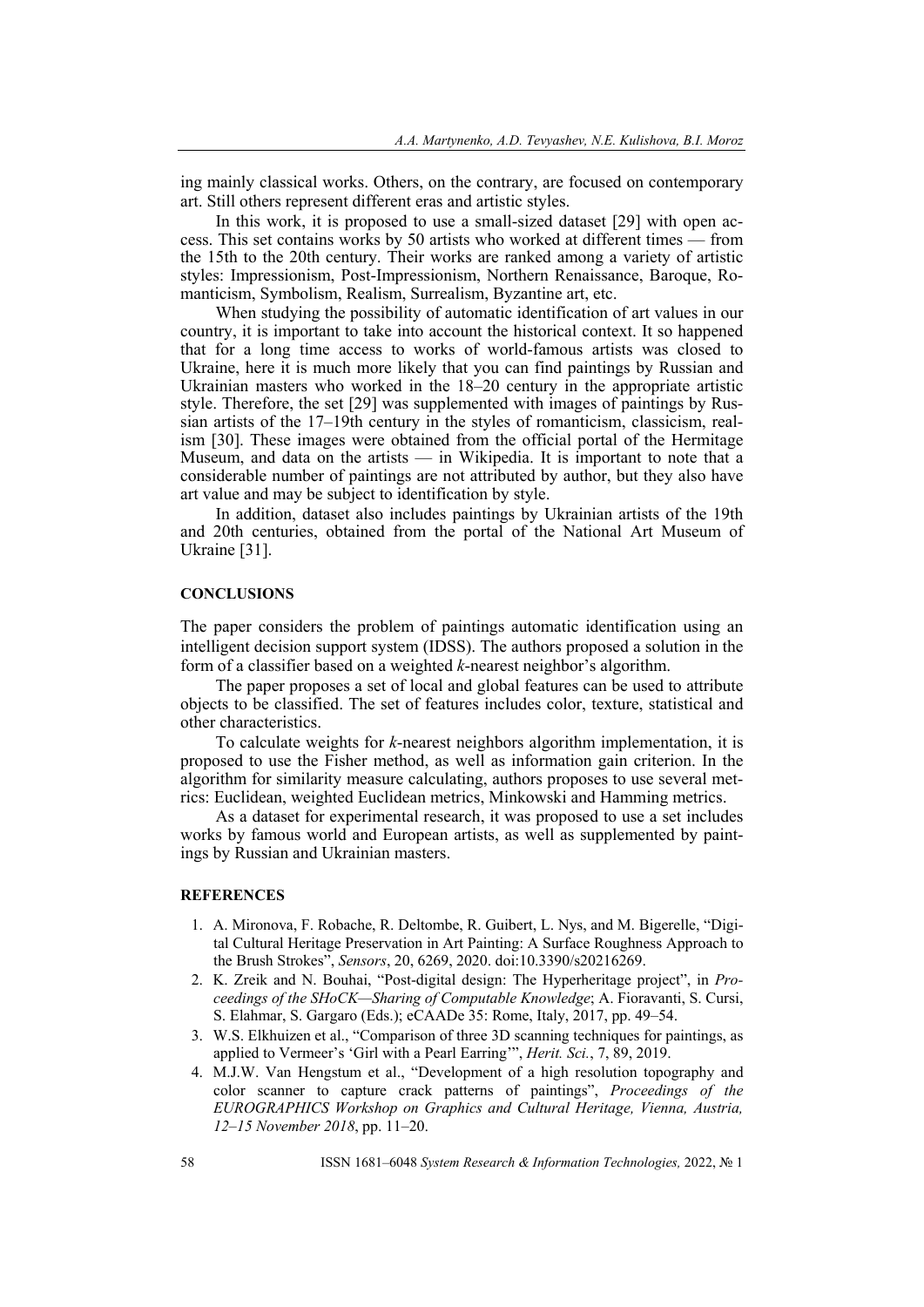ing mainly classical works. Others, on the contrary, are focused on contemporary art. Still others represent different eras and artistic styles.

In this work, it is proposed to use a small-sized dataset [29] with open access. This set contains works by 50 artists who worked at different times — from the 15th to the 20th century. Their works are ranked among a variety of artistic styles: Impressionism, Post-Impressionism, Northern Renaissance, Baroque, Romanticism, Symbolism, Realism, Surrealism, Byzantine art, etc.

When studying the possibility of automatic identification of art values in our country, it is important to take into account the historical context. It so happened that for a long time access to works of world-famous artists was closed to Ukraine, here it is much more likely that you can find paintings by Russian and Ukrainian masters who worked in the 18–20 century in the appropriate artistic style. Therefore, the set [29] was supplemented with images of paintings by Russian artists of the 17–19th century in the styles of romanticism, classicism, realism [30]. These images were obtained from the official portal of the Hermitage Museum, and data on the artists — in Wikipedia. It is important to note that a considerable number of paintings are not attributed by author, but they also have art value and may be subject to identification by style.

In addition, dataset also includes paintings by Ukrainian artists of the 19th and 20th centuries, obtained from the portal of the National Art Museum of Ukraine [31].

## CONCLUSIONS

The paper considers the problem of paintings automatic identification using an intelligent decision support system (IDSS). The authors proposed a solution in the form of a classifier based on a weighted *k*-nearest neighbor's algorithm.

The paper proposes a set of local and global features can be used to attribute objects to be classified. The set of features includes color, texture, statistical and other characteristics.

To calculate weights for *k*-nearest neighbors algorithm implementation, it is proposed to use the Fisher method, as well as information gain criterion. In the algorithm for similarity measure calculating, authors proposes to use several metrics: Euclidean, weighted Euclidean metrics, Minkowski and Hamming metrics.

As a dataset for experimental research, it was proposed to use a set includes works by famous world and European artists, as well as supplemented by paintings by Russian and Ukrainian masters.

## REFERENCES

1. A. Mironova, F. Robache, R. Deltombe, R. Guibert, L. Nys, and M. Bigerelle, "Digital Cultural Heritage Preservation in Art Painting: A Surface Roughness Approach to the Brush Strokes", *Sensors*, 20, 6269, 2020. doi:10.3390/s20216269.
2. K. Zreik and N. Bouhai, "Post-digital design: The Hyperheritage project", in *Proceedings of the SHoCK—Sharing of Computable Knowledge*; A. Fioravanti, S. Cursi, S. Elahmar, S. Gargaro (Eds.); eCAADe 35: Rome, Italy, 2017, pp. 49–54.
3. W.S. Elkhuizen et al., "Comparison of three 3D scanning techniques for paintings, as applied to Vermeer's 'Girl with a Pearl Earring'", *Herit. Sci.*, 7, 89, 2019.
4. M.J.W. Van Hengstum et al., "Development of a high resolution topography and color scanner to capture crack patterns of paintings", *Proceedings of the EUROGRAPHICS Workshop on Graphics and Cultural Heritage, Vienna, Austria, 12–15 November 2018*, pp. 11–20.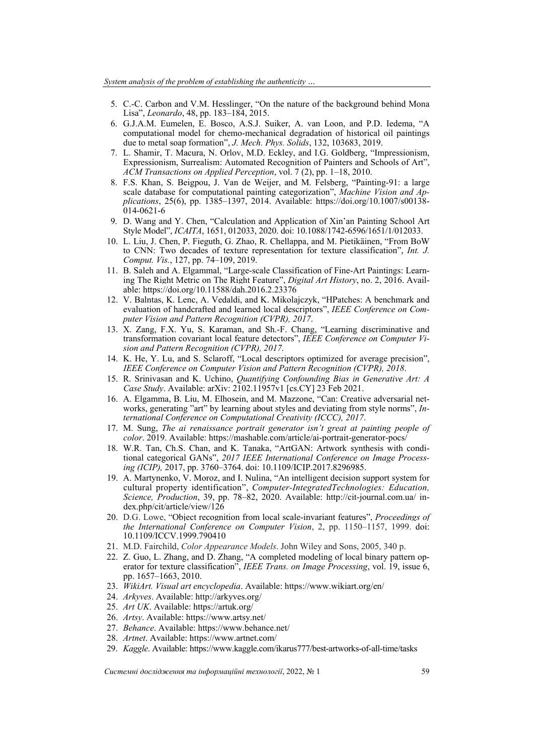5. C.-C. Carbon and V.M. Hesslinger, "On the nature of the background behind Mona Lisa", *Leonardo*, 48, pp. 183–184, 2015.
6. G.J.A.M. Eumelen, E. Bosco, A.S.J. Suiker, A. van Loon, and P.D. Iedema, "A computational model for chemo-mechanical degradation of historical oil paintings due to metal soap formation", *J. Mech. Phys. Solids*, 132, 103683, 2019.
7. L. Shamir, T. Macura, N. Orlov, M.D. Eckley, and I.G. Goldberg, "Impressionism, Expressionism, Surrealism: Automated Recognition of Painters and Schools of Art", *ACM Transactions on Applied Perception*, vol. 7 (2), pp. 1–18, 2010.
8. F.S. Khan, S. Beigpou, J. Van de Weijer, and M. Felsberg, "Painting-91: a large scale database for computational painting categorization", *Machine Vision and Applications*, 25(6), pp. 1385–1397, 2014. Available: https://doi.org/10.1007/s00138-014-0621-6
9. D. Wang and Y. Chen, "Calculation and Application of Xin'an Painting School Art Style Model", *ICAITA*, 1651, 012033, 2020. doi: 10.1088/1742-6596/1651/1/012033.
10. L. Liu, J. Chen, P. Fieguth, G. Zhao, R. Chellappa, and M. Pietikäinen, "From BoW to CNN: Two decades of texture representation for texture classification", *Int. J. Comput. Vis.*, 127, pp. 74–109, 2019.
11. B. Saleh and A. Elgammal, "Large-scale Classification of Fine-Art Paintings: Learning The Right Metric on The Right Feature", *Digital Art History*, no. 2, 2016. Available: https://doi.org/10.11588/dah.2016.2.23376
12. V. Balntas, K. Lenc, A. Vedaldi, and K. Mikolajczyk, "HPatches: A benchmark and evaluation of handcrafted and learned local descriptors", *IEEE Conference on Computer Vision and Pattern Recognition (CVPR), 2017*.
13. X. Zang, F.X. Yu, S. Karaman, and Sh.-F. Chang, "Learning discriminative and transformation covariant local feature detectors", *IEEE Conference on Computer Vision and Pattern Recognition (CVPR), 2017*.
14. K. He, Y. Lu, and S. Sclaroff, "Local descriptors optimized for average precision", *IEEE Conference on Computer Vision and Pattern Recognition (CVPR), 2018*.
15. R. Srinivasan and K. Uchino, *Quantifying Confounding Bias in Generative Art: A Case Study*. Available: arXiv: 2102.11957v1 [cs.CY] 23 Feb 2021.
16. A. Elgamma, B. Liu, M. Elhosein, and M. Mazzone, "Can: Creative adversarial networks, generating "art" by learning about styles and deviating from style norms", *International Conference on Computational Creativity (ICCC), 2017*.
17. M. Sung, *The ai renaissance portrait generator isn't great at painting people of color*. 2019. Available: https://mashable.com/article/ai-portrait-generator-pocs/
18. W.R. Tan, Ch.S. Chan, and K. Tanaka, "ArtGAN: Artwork synthesis with conditional categorical GANs", *2017 IEEE International Conference on Image Processing (ICIP),* 2017, pp. 3760–3764. doi: 10.1109/ICIP.2017.8296985.
19. A. Martynenko, V. Moroz, and I. Nulina, "An intelligent decision support system for cultural property identification", *Computer-IntegratedTechnologies: Education, Science, Production*, 39, pp. 78–82, 2020. Available: http://cit-journal.com.ua/ index.php/cit/article/view/126
20. D.G. Lowe, "Object recognition from local scale-invariant features", *Proceedings of the International Conference on Computer Vision*, 2, pp. 1150–1157, 1999. doi: 10.1109/ICCV.1999.790410
21. M.D. Fairchild, *Color Appearance Models*. John Wiley and Sons, 2005, 340 p.
22. Z. Guo, L. Zhang, and D. Zhang, "A completed modeling of local binary pattern operator for texture classification", *IEEE Trans. on Image Processing*, vol. 19, issue 6, pp. 1657–1663, 2010.
23. *WikiArt. Visual art encyclopedia*. Available: https://www.wikiart.org/en/
24. *Arkyves*. Available: http://arkyves.org/
25. *Art UK*. Available: https://artuk.org/
26. *Artsy*. Available: https://www.artsy.net/
27. *Behance*. Available: https://www.behance.net/
28. *Artnet*. Available: https://www.artnet.com/
29. *Kaggle*. Available: https://www.kaggle.com/ikarus777/best-artworks-of-all-time/tasks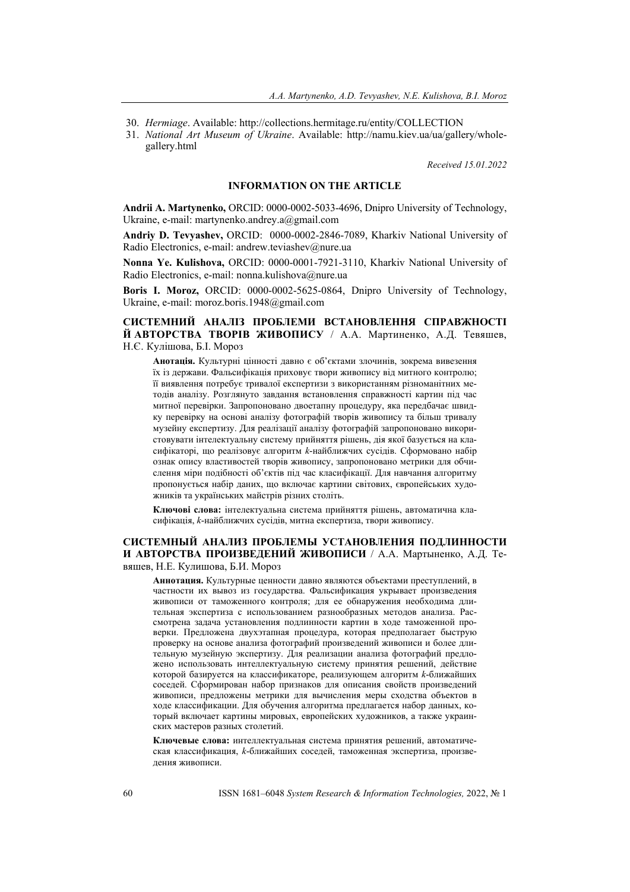30. *Hermiage*. Available: http://collections.hermitage.ru/entity/COLLECTION
31. *National Art Museum of Ukraine*. Available: http://namu.kiev.ua/ua/gallery/whole-gallery.html

*Received 15.01.2022*

## INFORMATION ON THE ARTICLE

**Andrii A. Martynenko,** ORCID: 0000-0002-5033-4696, Dnipro University of Technology, Ukraine, e-mail: martynenko.andrey.a@gmail.com

**Andriy D. Tevyashev,** ORCID: 0000-0002-2846-7089, Kharkiv National University of Radio Electronics, e-mail: andrew.teviashev@nure.ua

**Nonna Ye. Kulishova,** ORCID: 0000-0001-7921-3110, Kharkiv National University of Radio Electronics, e-mail: nonna.kulishova@nure.ua

**Boris I. Moroz,** ORCID: 0000-0002-5625-0864, Dnipro University of Technology, Ukraine, e-mail: moroz.boris.1948@gmail.com

**СИСТЕМНИЙ АНАЛІЗ ПРОБЛЕМИ ВСТАНОВЛЕННЯ СПРАВЖНОСТІ Й АВТОРСТВА ТВОРІВ ЖИВОПИСУ** / А.А. Мартиненко, А.Д. Тевяшев, Н.Є. Кулішова, Б.І. Мороз

**Анотація.** Культурні цінності давно є об'єктами злочинів, зокрема вивезення їх із держави. Фальсифікація приховує твори живопису від митного контролю; її виявлення потребує тривалої експертизи з використанням різноманітних методів аналізу. Розглянуто завдання встановлення справжності картин під час митної перевірки. Запропоновано двоетапну процедуру, яка передбачає швидку перевірку на основі аналізу фотографій творів живопису та більш тривалу музейну експертизу. Для реалізації аналізу фотографій запропоновано використовувати інтелектуальну систему прийняття рішень, дія якої базується на класифікаторі, що реалізовує алгоритм *k*-найближчих сусідів. Сформовано набір ознак опису властивостей творів живопису, запропоновано метрики для обчислення міри подібності об'єктів під час класифікації. Для навчання алгоритму пропонується набір даних, що включає картини світових, європейських художників та українських майстрів різних століть.

**Ключові слова:** інтелектуальна система прийняття рішень, автоматична класифікація, *k*-найближчих сусідів, митна експертиза, твори живопису.

**СИСТЕМНЫЙ АНАЛИЗ ПРОБЛЕМЫ УСТАНОВЛЕНИЯ ПОДЛИННОСТИ И АВТОРСТВА ПРОИЗВЕДЕНИЙ ЖИВОПИСИ** / А.А. Мартыненко, А.Д. Тевяшев, Н.Е. Кулишова, Б.И. Мороз

**Аннотация.** Культурные ценности давно являются объектами преступлений, в частности их вывоз из государства. Фальсификация укрывает произведения живописи от таможенного контроля; для ее обнаружения необходима длительная экспертиза с использованием разнообразных методов анализа. Рассмотрена задача установления подлинности картин в ходе таможенной проверки. Предложена двухэтапная процедура, которая предполагает быструю проверку на основе анализа фотографий произведений живописи и более длительную музейную экспертизу. Для реализации анализа фотографий предложено использовать интеллектуальную систему принятия решений, действие которой базируется на классификаторе, реализующем алгоритм *k*-ближайших соседей. Сформирован набор признаков для описания свойств произведений живописи, предложены метрики для вычисления меры сходства объектов в ходе классификации. Для обучения алгоритма предлагается набор данных, который включает картины мировых, европейских художников, а также украинских мастеров разных столетий.

**Ключевые слова:** интеллектуальная система принятия решений, автоматическая классификация, *k*-ближайших соседей, таможенная экспертиза, произведения живописи.